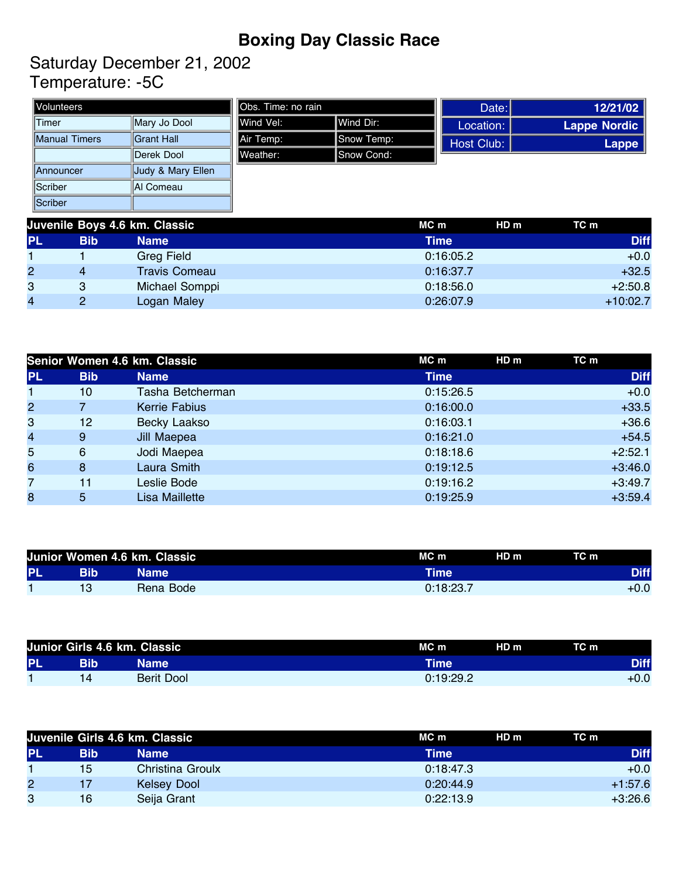# Boxing Day Classic Race

## Saturday December 21, 2002
## Temperature: -5C

| Volunteers | |
|---|---|
| Timer | Mary Jo Dool |
| Manual Timers | Grant Hall |
| | Derek Dool |
| Announcer | Judy & Mary Ellen |
| Scriber | Al Comeau |
| Scriber | |

| Obs. Time: no rain | |
|---|---|
| Wind Vel: | Wind Dir: |
| Air Temp: | Snow Temp: |
| Weather: | Snow Cond: |

| | |
|---|---|
| Date: | 12/21/02 |
| Location: | Lappe Nordic |
| Host Club: | Lappe |

**Juvenile Boys 4.6 km. Classic** — MC m — HD m — TC m

| PL | Bib | Name | Time | Diff |
|---|---|---|---|---|
| 1 | 1 | Greg Field | 0:16:05.2 | +0.0 |
| 2 | 4 | Travis Comeau | 0:16:37.7 | +32.5 |
| 3 | 3 | Michael Somppi | 0:18:56.0 | +2:50.8 |
| 4 | 2 | Logan Maley | 0:26:07.9 | +10:02.7 |

**Senior Women 4.6 km. Classic** — MC m — HD m — TC m

| PL | Bib | Name | Time | Diff |
|---|---|---|---|---|
| 1 | 10 | Tasha Betcherman | 0:15:26.5 | +0.0 |
| 2 | 7 | Kerrie Fabius | 0:16:00.0 | +33.5 |
| 3 | 12 | Becky Laakso | 0:16:03.1 | +36.6 |
| 4 | 9 | Jill Maepea | 0:16:21.0 | +54.5 |
| 5 | 6 | Jodi Maepea | 0:18:18.6 | +2:52.1 |
| 6 | 8 | Laura Smith | 0:19:12.5 | +3:46.0 |
| 7 | 11 | Leslie Bode | 0:19:16.2 | +3:49.7 |
| 8 | 5 | Lisa Maillette | 0:19:25.9 | +3:59.4 |

**Junior Women 4.6 km. Classic** — MC m — HD m — TC m

| PL | Bib | Name | Time | Diff |
|---|---|---|---|---|
| 1 | 13 | Rena Bode | 0:18:23.7 | +0.0 |

**Junior Girls 4.6 km. Classic** — MC m — HD m — TC m

| PL | Bib | Name | Time | Diff |
|---|---|---|---|---|
| 1 | 14 | Berit Dool | 0:19:29.2 | +0.0 |

**Juvenile Girls 4.6 km. Classic** — MC m — HD m — TC m

| PL | Bib | Name | Time | Diff |
|---|---|---|---|---|
| 1 | 15 | Christina Groulx | 0:18:47.3 | +0.0 |
| 2 | 17 | Kelsey Dool | 0:20:44.9 | +1:57.6 |
| 3 | 16 | Seija Grant | 0:22:13.9 | +3:26.6 |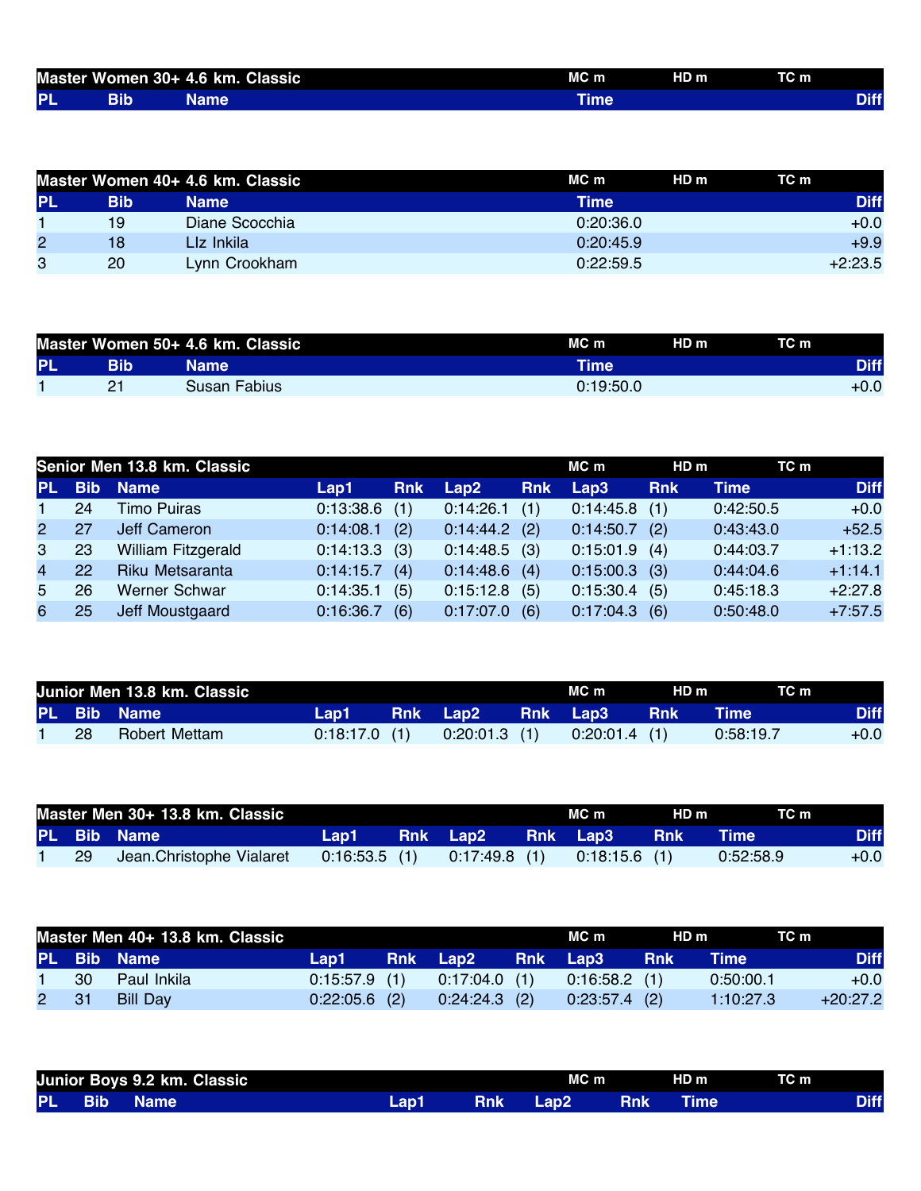## Master Women 30+ 4.6 km. Classic

| PL | Bib | Name | Time | MC m | HD m | TC m | Diff |
|---|---|---|---|---|---|---|---|

## Master Women 40+ 4.6 km. Classic

| PL | Bib | Name | Time | MC m | HD m | TC m | Diff |
|---|---|---|---|---|---|---|---|
| 1 | 19 | Diane Scocchia | 0:20:36.0 | | | | +0.0 |
| 2 | 18 | LIz Inkila | 0:20:45.9 | | | | +9.9 |
| 3 | 20 | Lynn Crookham | 0:22:59.5 | | | | +2:23.5 |

## Master Women 50+ 4.6 km. Classic

| PL | Bib | Name | Time | MC m | HD m | TC m | Diff |
|---|---|---|---|---|---|---|---|
| 1 | 21 | Susan Fabius | 0:19:50.0 | | | | +0.0 |

## Senior Men 13.8 km. Classic

| PL | Bib | Name | Lap1 | Rnk | Lap2 | Rnk | Lap3 | Rnk | Time | Diff |
|---|---|---|---|---|---|---|---|---|---|---|
| 1 | 24 | Timo Puiras | 0:13:38.6 | (1) | 0:14:26.1 | (1) | 0:14:45.8 | (1) | 0:42:50.5 | +0.0 |
| 2 | 27 | Jeff Cameron | 0:14:08.1 | (2) | 0:14:44.2 | (2) | 0:14:50.7 | (2) | 0:43:43.0 | +52.5 |
| 3 | 23 | William Fitzgerald | 0:14:13.3 | (3) | 0:14:48.5 | (3) | 0:15:01.9 | (4) | 0:44:03.7 | +1:13.2 |
| 4 | 22 | Riku Metsaranta | 0:14:15.7 | (4) | 0:14:48.6 | (4) | 0:15:00.3 | (3) | 0:44:04.6 | +1:14.1 |
| 5 | 26 | Werner Schwar | 0:14:35.1 | (5) | 0:15:12.8 | (5) | 0:15:30.4 | (5) | 0:45:18.3 | +2:27.8 |
| 6 | 25 | Jeff Moustgaard | 0:16:36.7 | (6) | 0:17:07.0 | (6) | 0:17:04.3 | (6) | 0:50:48.0 | +7:57.5 |

## Junior Men 13.8 km. Classic

| PL | Bib | Name | Lap1 | Rnk | Lap2 | Rnk | Lap3 | Rnk | Time | Diff |
|---|---|---|---|---|---|---|---|---|---|---|
| 1 | 28 | Robert Mettam | 0:18:17.0 | (1) | 0:20:01.3 | (1) | 0:20:01.4 | (1) | 0:58:19.7 | +0.0 |

## Master Men 30+ 13.8 km. Classic

| PL | Bib | Name | Lap1 | Rnk | Lap2 | Rnk | Lap3 | Rnk | Time | Diff |
|---|---|---|---|---|---|---|---|---|---|---|
| 1 | 29 | Jean.Christophe Vialaret | 0:16:53.5 | (1) | 0:17:49.8 | (1) | 0:18:15.6 | (1) | 0:52:58.9 | +0.0 |

## Master Men 40+ 13.8 km. Classic

| PL | Bib | Name | Lap1 | Rnk | Lap2 | Rnk | Lap3 | Rnk | Time | Diff |
|---|---|---|---|---|---|---|---|---|---|---|
| 1 | 30 | Paul Inkila | 0:15:57.9 | (1) | 0:17:04.0 | (1) | 0:16:58.2 | (1) | 0:50:00.1 | +0.0 |
| 2 | 31 | Bill Day | 0:22:05.6 | (2) | 0:24:24.3 | (2) | 0:23:57.4 | (2) | 1:10:27.3 | +20:27.2 |

## Junior Boys 9.2 km. Classic

| PL | Bib | Name | Lap1 | Rnk | Lap2 | Rnk | Time | Diff |
|---|---|---|---|---|---|---|---|---|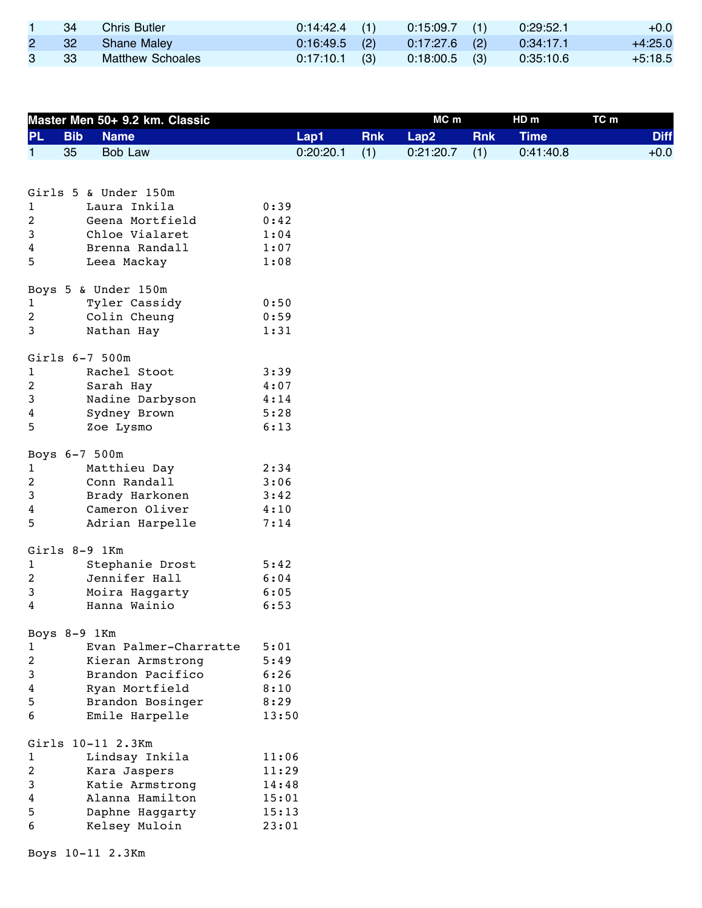| PL | Bib | Name | Lap1 | Rnk | Lap2 | Rnk | Time | Diff |
|---|---|---|---|---|---|---|---|---|
| 1 | 34 | Chris Butler | 0:14:42.4 | (1) | 0:15:09.7 | (1) | 0:29:52.1 | +0.0 |
| 2 | 32 | Shane Maley | 0:16:49.5 | (2) | 0:17:27.6 | (2) | 0:34:17.1 | +4:25.0 |
| 3 | 33 | Matthew Schoales | 0:17:10.1 | (3) | 0:18:00.5 | (3) | 0:35:10.6 | +5:18.5 |

**Master Men 50+ 9.2 km. Classic** MC m HD m TC m

| PL | Bib | Name | Lap1 | Rnk | Lap2 | Rnk | Time | Diff |
|---|---|---|---|---|---|---|---|---|
| 1 | 35 | Bob Law | 0:20:20.1 | (1) | 0:21:20.7 | (1) | 0:41:40.8 | +0.0 |

```
Girls 5 & Under 150m
1       Laura Inkila            0:39
2       Geena Mortfield         0:42
3       Chloe Vialaret          1:04
4       Brenna Randall          1:07
5       Leea Mackay             1:08

Boys 5 & Under 150m
1       Tyler Cassidy           0:50
2       Colin Cheung            0:59
3       Nathan Hay              1:31

Girls 6-7 500m
1       Rachel Stoot            3:39
2       Sarah Hay               4:07
3       Nadine Darbyson         4:14
4       Sydney Brown            5:28
5       Zoe Lysmo               6:13

Boys 6-7 500m
1       Matthieu Day            2:34
2       Conn Randall            3:06
3       Brady Harkonen          3:42
4       Cameron Oliver          4:10
5       Adrian Harpelle         7:14

Girls 8-9 1Km
1       Stephanie Drost         5:42
2       Jennifer Hall           6:04
3       Moira Haggarty          6:05
4       Hanna Wainio            6:53

Boys 8-9 1Km
1       Evan Palmer-Charratte   5:01
2       Kieran Armstrong        5:49
3       Brandon Pacifico        6:26
4       Ryan Mortfield          8:10
5       Brandon Bosinger        8:29
6       Emile Harpelle          13:50

Girls 10-11 2.3Km
1       Lindsay Inkila          11:06
2       Kara Jaspers            11:29
3       Katie Armstrong         14:48
4       Alanna Hamilton         15:01
5       Daphne Haggarty         15:13
6       Kelsey Muloin           23:01

Boys 10-11 2.3Km
```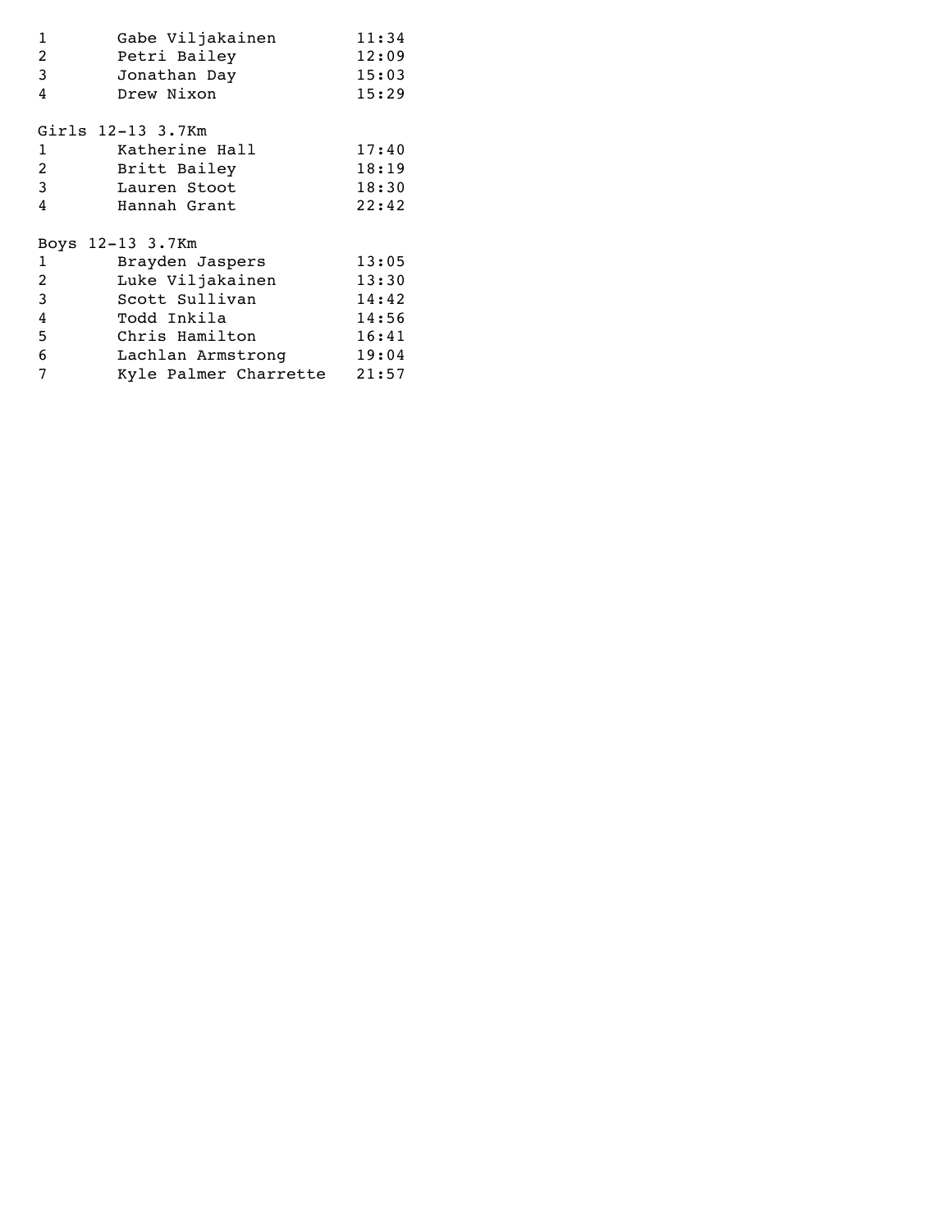| | | |
|---|---|---|
| 1 | Gabe Viljakainen | 11:34 |
| 2 | Petri Bailey | 12:09 |
| 3 | Jonathan Day | 15:03 |
| 4 | Drew Nixon | 15:29 |

Girls 12-13 3.7Km

| | | |
|---|---|---|
| 1 | Katherine Hall | 17:40 |
| 2 | Britt Bailey | 18:19 |
| 3 | Lauren Stoot | 18:30 |
| 4 | Hannah Grant | 22:42 |

Boys 12-13 3.7Km

| | | |
|---|---|---|
| 1 | Brayden Jaspers | 13:05 |
| 2 | Luke Viljakainen | 13:30 |
| 3 | Scott Sullivan | 14:42 |
| 4 | Todd Inkila | 14:56 |
| 5 | Chris Hamilton | 16:41 |
| 6 | Lachlan Armstrong | 19:04 |
| 7 | Kyle Palmer Charrette | 21:57 |